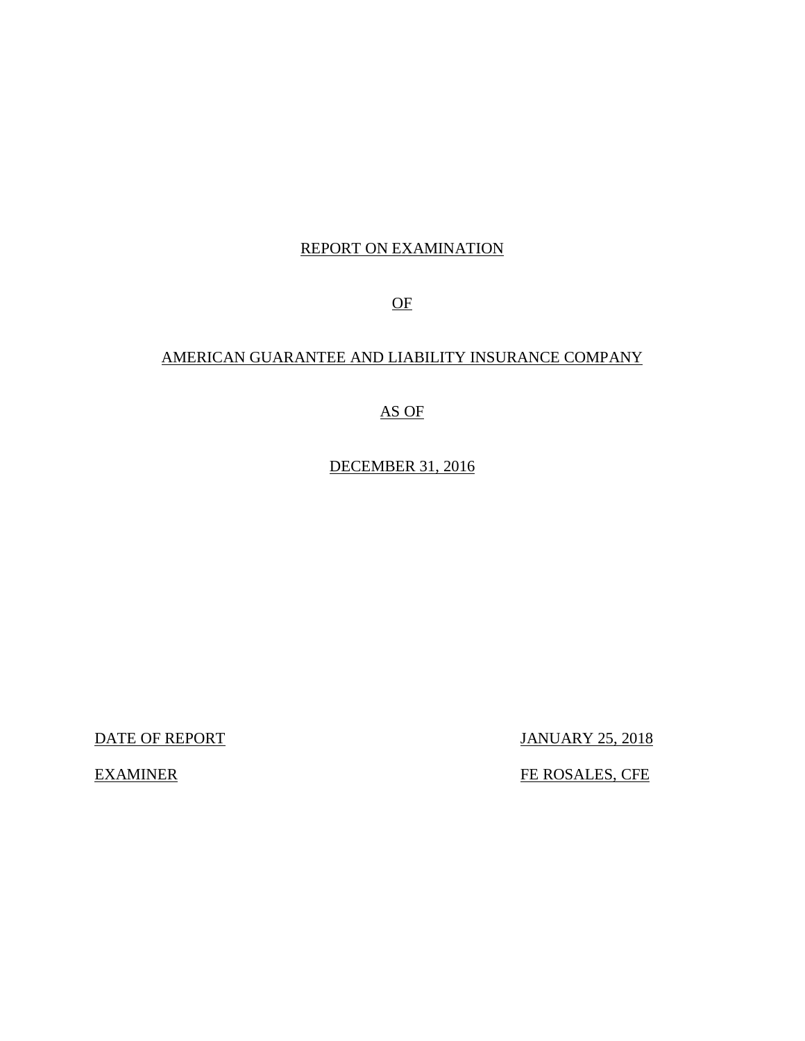# REPORT ON EXAMINATION

# OF

# AMERICAN GUARANTEE AND LIABILITY INSURANCE COMPANY

# AS OF

# DECEMBER 31, 2016

| | |
|---|---|
| DATE OF REPORT | JANUARY 25, 2018 |
| EXAMINER | FE ROSALES, CFE |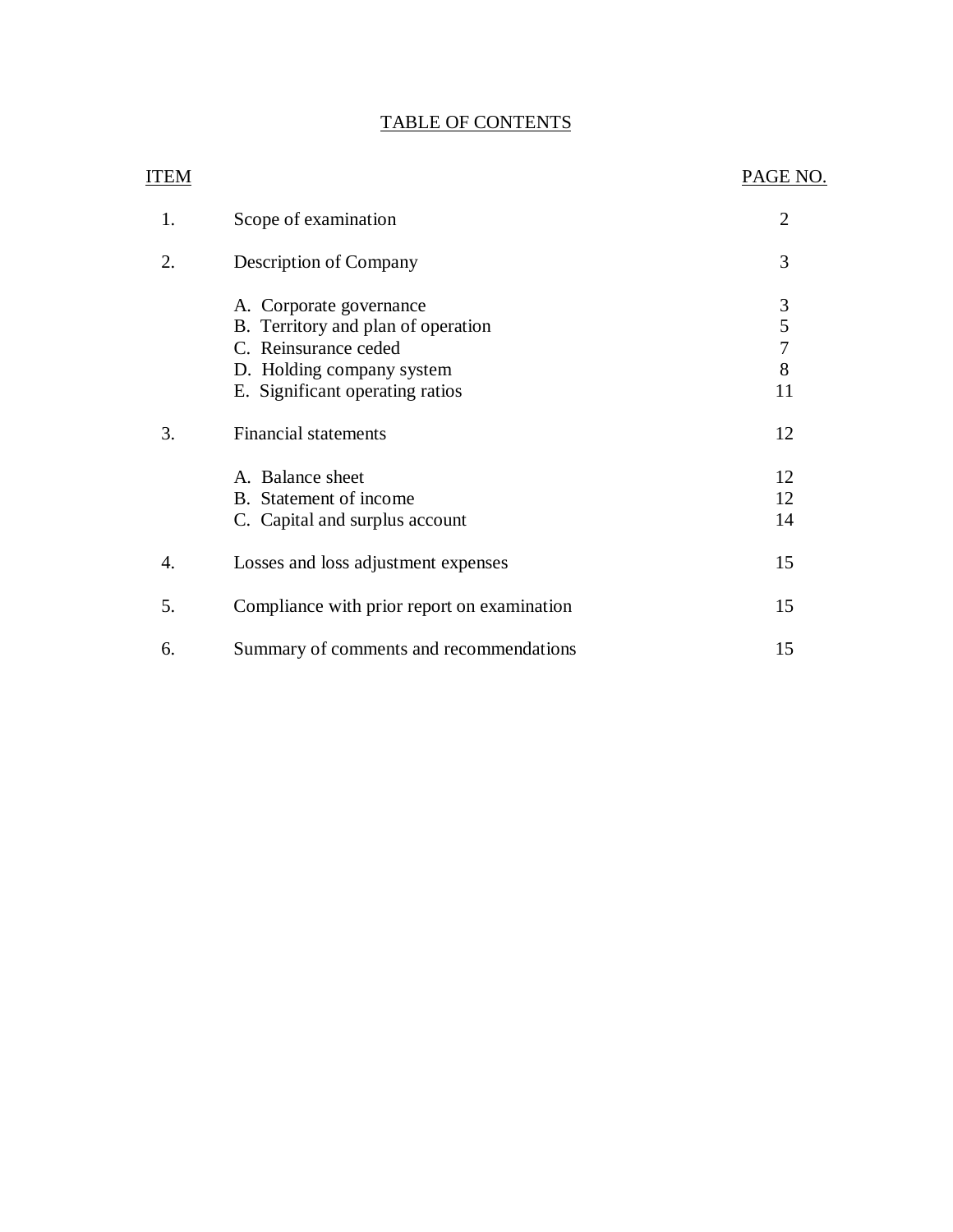## TABLE OF CONTENTS

| ITEM | | PAGE NO. |
|---|---|---|
| 1. | Scope of examination | 2 |
| 2. | Description of Company | 3 |
| | A. Corporate governance | 3 |
| | B. Territory and plan of operation | 5 |
| | C. Reinsurance ceded | 7 |
| | D. Holding company system | 8 |
| | E. Significant operating ratios | 11 |
| 3. | Financial statements | 12 |
| | A. Balance sheet | 12 |
| | B. Statement of income | 12 |
| | C. Capital and surplus account | 14 |
| 4. | Losses and loss adjustment expenses | 15 |
| 5. | Compliance with prior report on examination | 15 |
| 6. | Summary of comments and recommendations | 15 |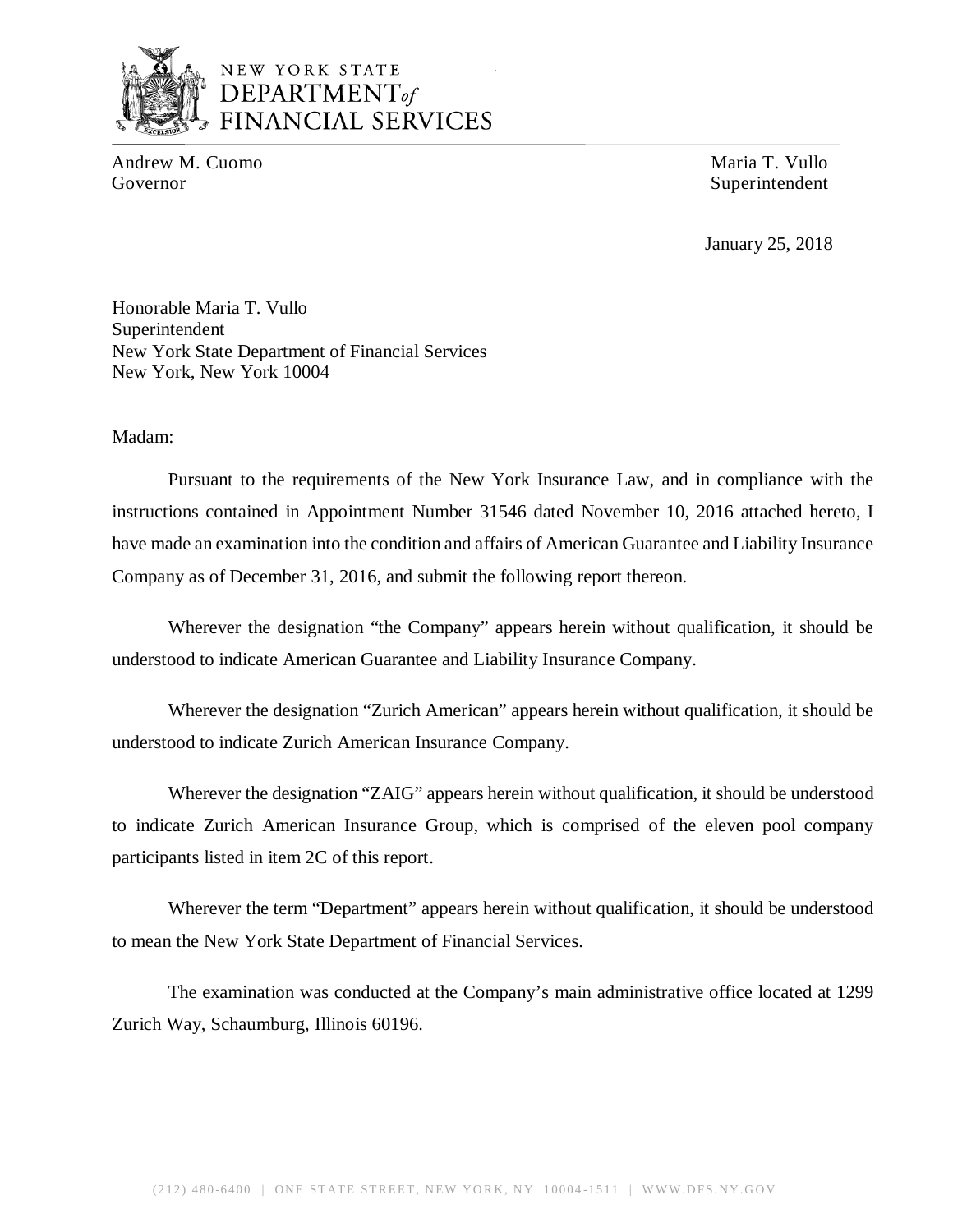NEW YORK STATE
DEPARTMENT of
FINANCIAL SERVICES

Andrew M. Cuomo
Governor

Maria T. Vullo
Superintendent

January 25, 2018

Honorable Maria T. Vullo
Superintendent
New York State Department of Financial Services
New York, New York 10004

Madam:

Pursuant to the requirements of the New York Insurance Law, and in compliance with the instructions contained in Appointment Number 31546 dated November 10, 2016 attached hereto, I have made an examination into the condition and affairs of American Guarantee and Liability Insurance Company as of December 31, 2016, and submit the following report thereon.

Wherever the designation "the Company" appears herein without qualification, it should be understood to indicate American Guarantee and Liability Insurance Company.

Wherever the designation "Zurich American" appears herein without qualification, it should be understood to indicate Zurich American Insurance Company.

Wherever the designation "ZAIG" appears herein without qualification, it should be understood to indicate Zurich American Insurance Group, which is comprised of the eleven pool company participants listed in item 2C of this report.

Wherever the term "Department" appears herein without qualification, it should be understood to mean the New York State Department of Financial Services.

The examination was conducted at the Company's main administrative office located at 1299 Zurich Way, Schaumburg, Illinois 60196.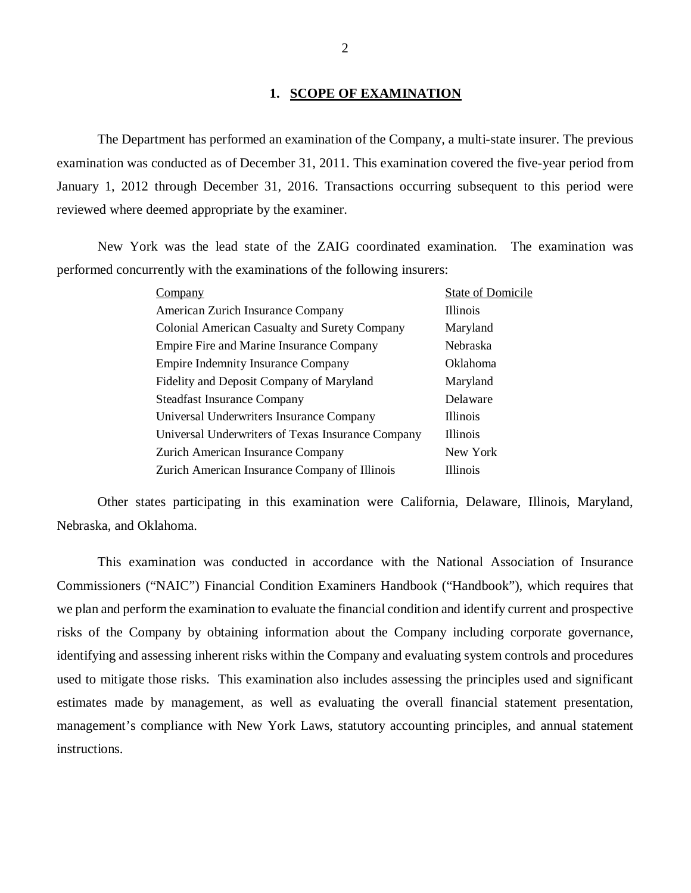## 1. SCOPE OF EXAMINATION

The Department has performed an examination of the Company, a multi-state insurer. The previous examination was conducted as of December 31, 2011. This examination covered the five-year period from January 1, 2012 through December 31, 2016. Transactions occurring subsequent to this period were reviewed where deemed appropriate by the examiner.

New York was the lead state of the ZAIG coordinated examination. The examination was performed concurrently with the examinations of the following insurers:

| Company | State of Domicile |
|---|---|
| American Zurich Insurance Company | Illinois |
| Colonial American Casualty and Surety Company | Maryland |
| Empire Fire and Marine Insurance Company | Nebraska |
| Empire Indemnity Insurance Company | Oklahoma |
| Fidelity and Deposit Company of Maryland | Maryland |
| Steadfast Insurance Company | Delaware |
| Universal Underwriters Insurance Company | Illinois |
| Universal Underwriters of Texas Insurance Company | Illinois |
| Zurich American Insurance Company | New York |
| Zurich American Insurance Company of Illinois | Illinois |

Other states participating in this examination were California, Delaware, Illinois, Maryland, Nebraska, and Oklahoma.

This examination was conducted in accordance with the National Association of Insurance Commissioners ("NAIC") Financial Condition Examiners Handbook ("Handbook"), which requires that we plan and perform the examination to evaluate the financial condition and identify current and prospective risks of the Company by obtaining information about the Company including corporate governance, identifying and assessing inherent risks within the Company and evaluating system controls and procedures used to mitigate those risks. This examination also includes assessing the principles used and significant estimates made by management, as well as evaluating the overall financial statement presentation, management's compliance with New York Laws, statutory accounting principles, and annual statement instructions.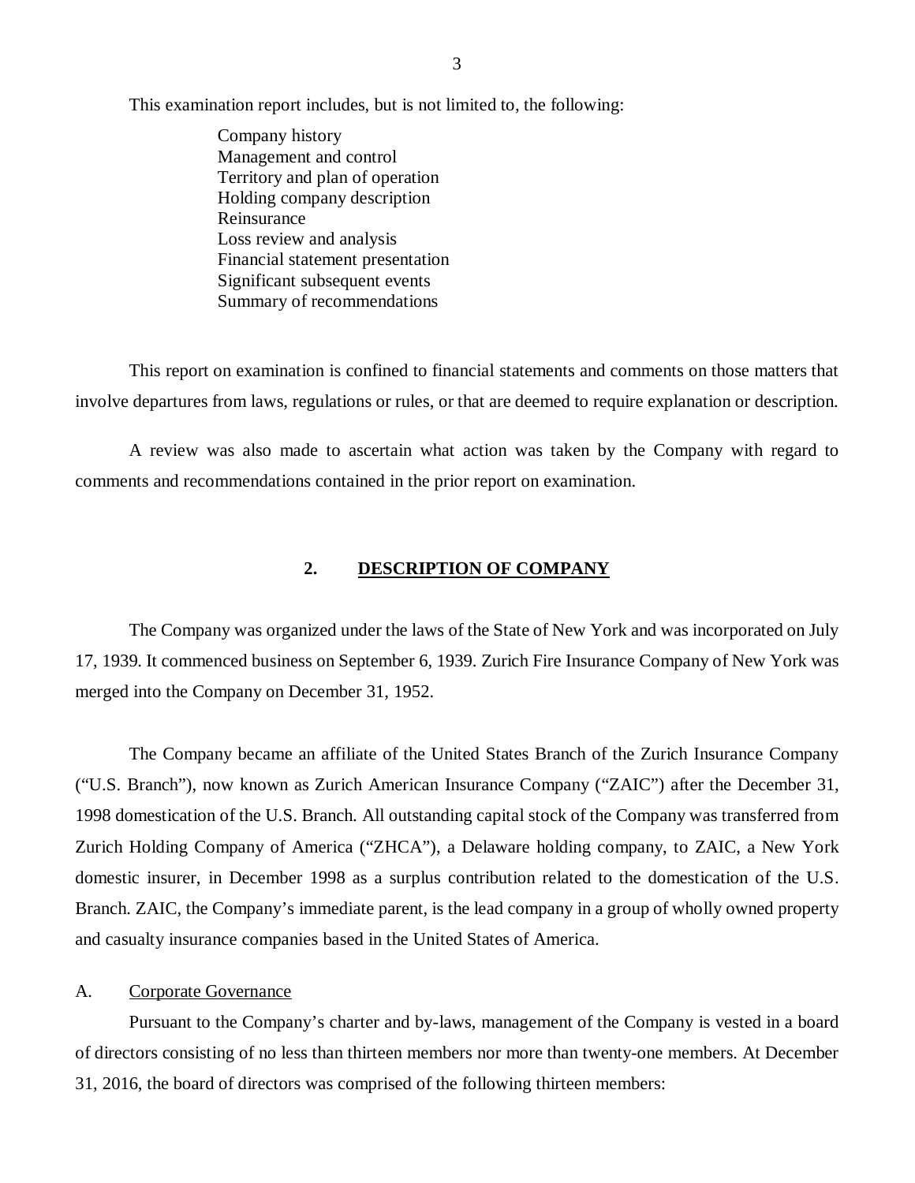This examination report includes, but is not limited to, the following:

- Company history
- Management and control
- Territory and plan of operation
- Holding company description
- Reinsurance
- Loss review and analysis
- Financial statement presentation
- Significant subsequent events
- Summary of recommendations

This report on examination is confined to financial statements and comments on those matters that involve departures from laws, regulations or rules, or that are deemed to require explanation or description.

A review was also made to ascertain what action was taken by the Company with regard to comments and recommendations contained in the prior report on examination.

## 2. DESCRIPTION OF COMPANY

The Company was organized under the laws of the State of New York and was incorporated on July 17, 1939. It commenced business on September 6, 1939. Zurich Fire Insurance Company of New York was merged into the Company on December 31, 1952.

The Company became an affiliate of the United States Branch of the Zurich Insurance Company ("U.S. Branch"), now known as Zurich American Insurance Company ("ZAIC") after the December 31, 1998 domestication of the U.S. Branch. All outstanding capital stock of the Company was transferred from Zurich Holding Company of America ("ZHCA"), a Delaware holding company, to ZAIC, a New York domestic insurer, in December 1998 as a surplus contribution related to the domestication of the U.S. Branch. ZAIC, the Company's immediate parent, is the lead company in a group of wholly owned property and casualty insurance companies based in the United States of America.

### A. Corporate Governance

Pursuant to the Company's charter and by-laws, management of the Company is vested in a board of directors consisting of no less than thirteen members nor more than twenty-one members. At December 31, 2016, the board of directors was comprised of the following thirteen members: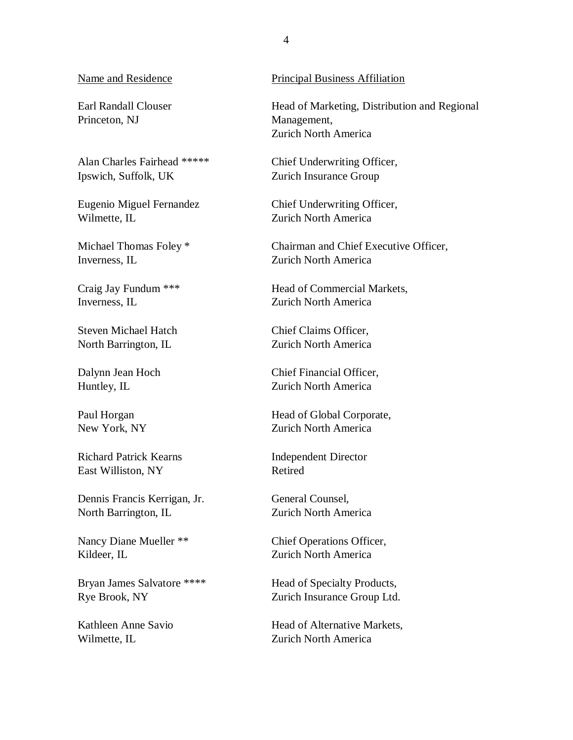| Name and Residence | Principal Business Affiliation |
| --- | --- |
| Earl Randall Clouser<br>Princeton, NJ | Head of Marketing, Distribution and Regional Management,<br>Zurich North America |
| Alan Charles Fairhead *****<br>Ipswich, Suffolk, UK | Chief Underwriting Officer,<br>Zurich Insurance Group |
| Eugenio Miguel Fernandez<br>Wilmette, IL | Chief Underwriting Officer,<br>Zurich North America |
| Michael Thomas Foley *<br>Inverness, IL | Chairman and Chief Executive Officer,<br>Zurich North America |
| Craig Jay Fundum ***<br>Inverness, IL | Head of Commercial Markets,<br>Zurich North America |
| Steven Michael Hatch<br>North Barrington, IL | Chief Claims Officer,<br>Zurich North America |
| Dalynn Jean Hoch<br>Huntley, IL | Chief Financial Officer,<br>Zurich North America |
| Paul Horgan<br>New York, NY | Head of Global Corporate,<br>Zurich North America |
| Richard Patrick Kearns<br>East Williston, NY | Independent Director<br>Retired |
| Dennis Francis Kerrigan, Jr.<br>North Barrington, IL | General Counsel,<br>Zurich North America |
| Nancy Diane Mueller **<br>Kildeer, IL | Chief Operations Officer,<br>Zurich North America |
| Bryan James Salvatore ****<br>Rye Brook, NY | Head of Specialty Products,<br>Zurich Insurance Group Ltd. |
| Kathleen Anne Savio<br>Wilmette, IL | Head of Alternative Markets,<br>Zurich North America |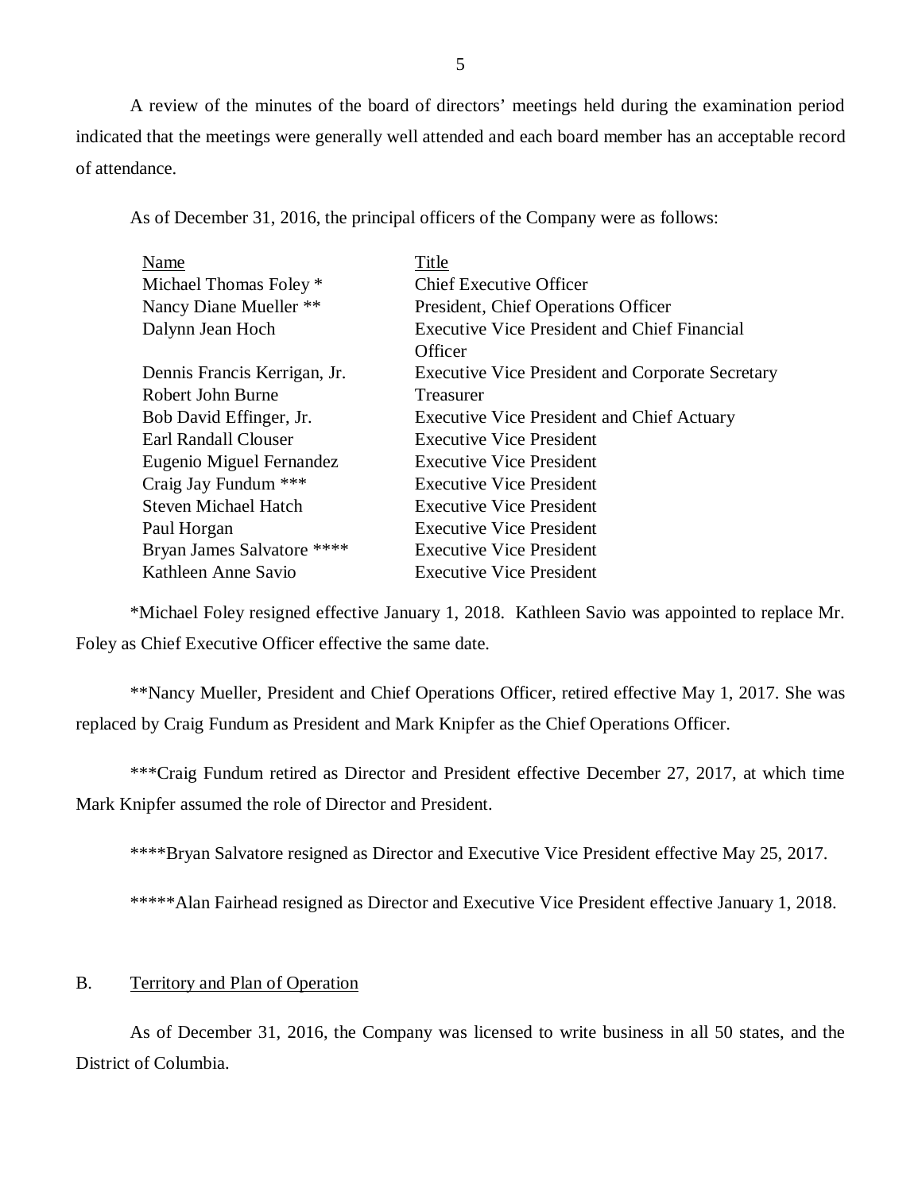A review of the minutes of the board of directors' meetings held during the examination period indicated that the meetings were generally well attended and each board member has an acceptable record of attendance.

As of December 31, 2016, the principal officers of the Company were as follows:

| Name | Title |
|---|---|
| Michael Thomas Foley * | Chief Executive Officer |
| Nancy Diane Mueller ** | President, Chief Operations Officer |
| Dalynn Jean Hoch | Executive Vice President and Chief Financial Officer |
| Dennis Francis Kerrigan, Jr. | Executive Vice President and Corporate Secretary |
| Robert John Burne | Treasurer |
| Bob David Effinger, Jr. | Executive Vice President and Chief Actuary |
| Earl Randall Clouser | Executive Vice President |
| Eugenio Miguel Fernandez | Executive Vice President |
| Craig Jay Fundum *** | Executive Vice President |
| Steven Michael Hatch | Executive Vice President |
| Paul Horgan | Executive Vice President |
| Bryan James Salvatore **** | Executive Vice President |
| Kathleen Anne Savio | Executive Vice President |

*Michael Foley resigned effective January 1, 2018. Kathleen Savio was appointed to replace Mr. Foley as Chief Executive Officer effective the same date.

**Nancy Mueller, President and Chief Operations Officer, retired effective May 1, 2017. She was replaced by Craig Fundum as President and Mark Knipfer as the Chief Operations Officer.

***Craig Fundum retired as Director and President effective December 27, 2017, at which time Mark Knipfer assumed the role of Director and President.

****Bryan Salvatore resigned as Director and Executive Vice President effective May 25, 2017.

*****Alan Fairhead resigned as Director and Executive Vice President effective January 1, 2018.

## B. Territory and Plan of Operation

As of December 31, 2016, the Company was licensed to write business in all 50 states, and the District of Columbia.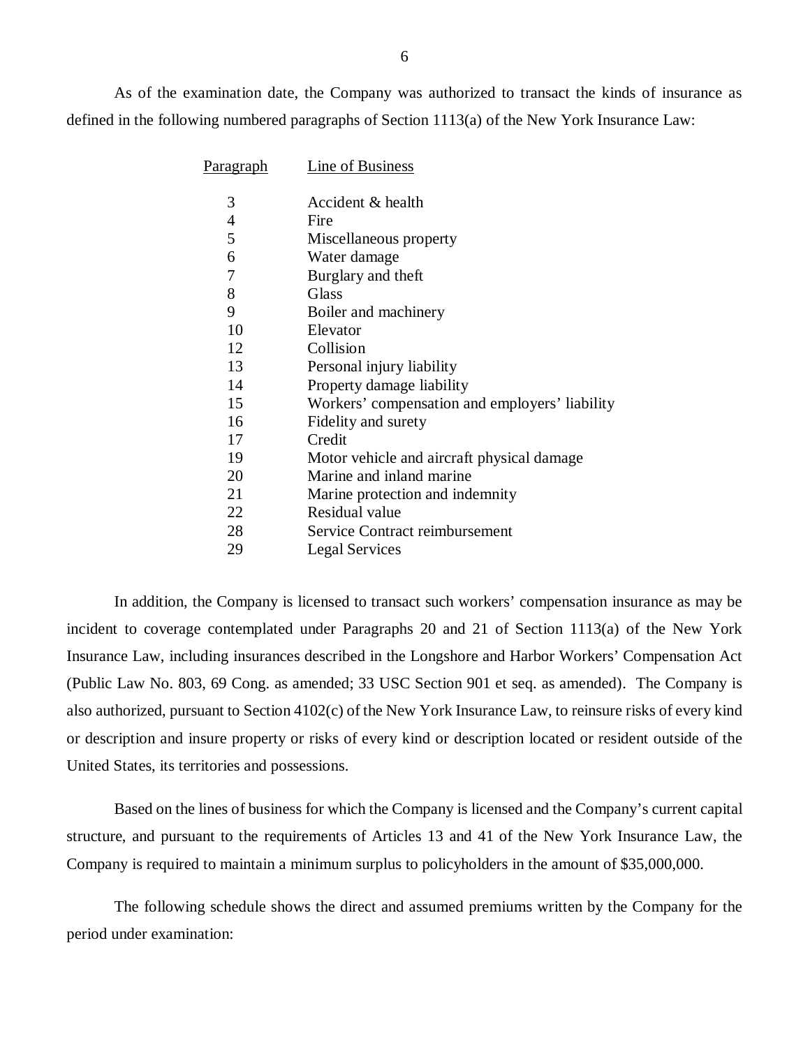As of the examination date, the Company was authorized to transact the kinds of insurance as defined in the following numbered paragraphs of Section 1113(a) of the New York Insurance Law:

| Paragraph | Line of Business |
|---|---|
| 3 | Accident & health |
| 4 | Fire |
| 5 | Miscellaneous property |
| 6 | Water damage |
| 7 | Burglary and theft |
| 8 | Glass |
| 9 | Boiler and machinery |
| 10 | Elevator |
| 12 | Collision |
| 13 | Personal injury liability |
| 14 | Property damage liability |
| 15 | Workers' compensation and employers' liability |
| 16 | Fidelity and surety |
| 17 | Credit |
| 19 | Motor vehicle and aircraft physical damage |
| 20 | Marine and inland marine |
| 21 | Marine protection and indemnity |
| 22 | Residual value |
| 28 | Service Contract reimbursement |
| 29 | Legal Services |

In addition, the Company is licensed to transact such workers' compensation insurance as may be incident to coverage contemplated under Paragraphs 20 and 21 of Section 1113(a) of the New York Insurance Law, including insurances described in the Longshore and Harbor Workers' Compensation Act (Public Law No. 803, 69 Cong. as amended; 33 USC Section 901 et seq. as amended). The Company is also authorized, pursuant to Section 4102(c) of the New York Insurance Law, to reinsure risks of every kind or description and insure property or risks of every kind or description located or resident outside of the United States, its territories and possessions.

Based on the lines of business for which the Company is licensed and the Company's current capital structure, and pursuant to the requirements of Articles 13 and 41 of the New York Insurance Law, the Company is required to maintain a minimum surplus to policyholders in the amount of $35,000,000.

The following schedule shows the direct and assumed premiums written by the Company for the period under examination: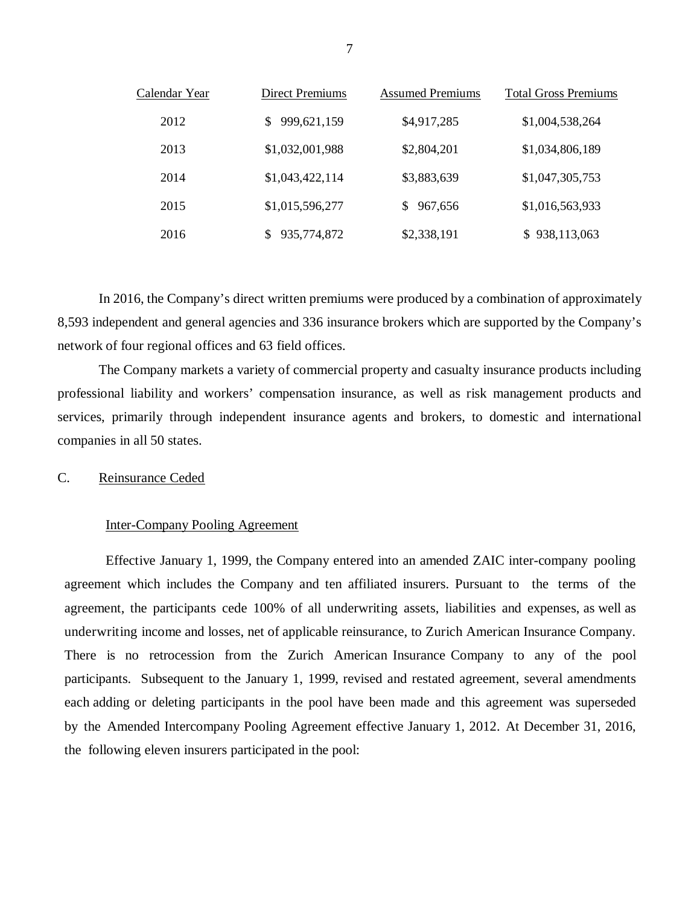| Calendar Year | Direct Premiums | Assumed Premiums | Total Gross Premiums |
|---|---|---|---|
| 2012 | $ 999,621,159 | $4,917,285 | $1,004,538,264 |
| 2013 | $1,032,001,988 | $2,804,201 | $1,034,806,189 |
| 2014 | $1,043,422,114 | $3,883,639 | $1,047,305,753 |
| 2015 | $1,015,596,277 | $ 967,656 | $1,016,563,933 |
| 2016 | $ 935,774,872 | $2,338,191 | $ 938,113,063 |

In 2016, the Company's direct written premiums were produced by a combination of approximately 8,593 independent and general agencies and 336 insurance brokers which are supported by the Company's network of four regional offices and 63 field offices.

The Company markets a variety of commercial property and casualty insurance products including professional liability and workers' compensation insurance, as well as risk management products and services, primarily through independent insurance agents and brokers, to domestic and international companies in all 50 states.

C. Reinsurance Ceded

Inter-Company Pooling Agreement

Effective January 1, 1999, the Company entered into an amended ZAIC inter-company pooling agreement which includes the Company and ten affiliated insurers. Pursuant to the terms of the agreement, the participants cede 100% of all underwriting assets, liabilities and expenses, as well as underwriting income and losses, net of applicable reinsurance, to Zurich American Insurance Company. There is no retrocession from the Zurich American Insurance Company to any of the pool participants. Subsequent to the January 1, 1999, revised and restated agreement, several amendments each adding or deleting participants in the pool have been made and this agreement was superseded by the Amended Intercompany Pooling Agreement effective January 1, 2012. At December 31, 2016, the following eleven insurers participated in the pool: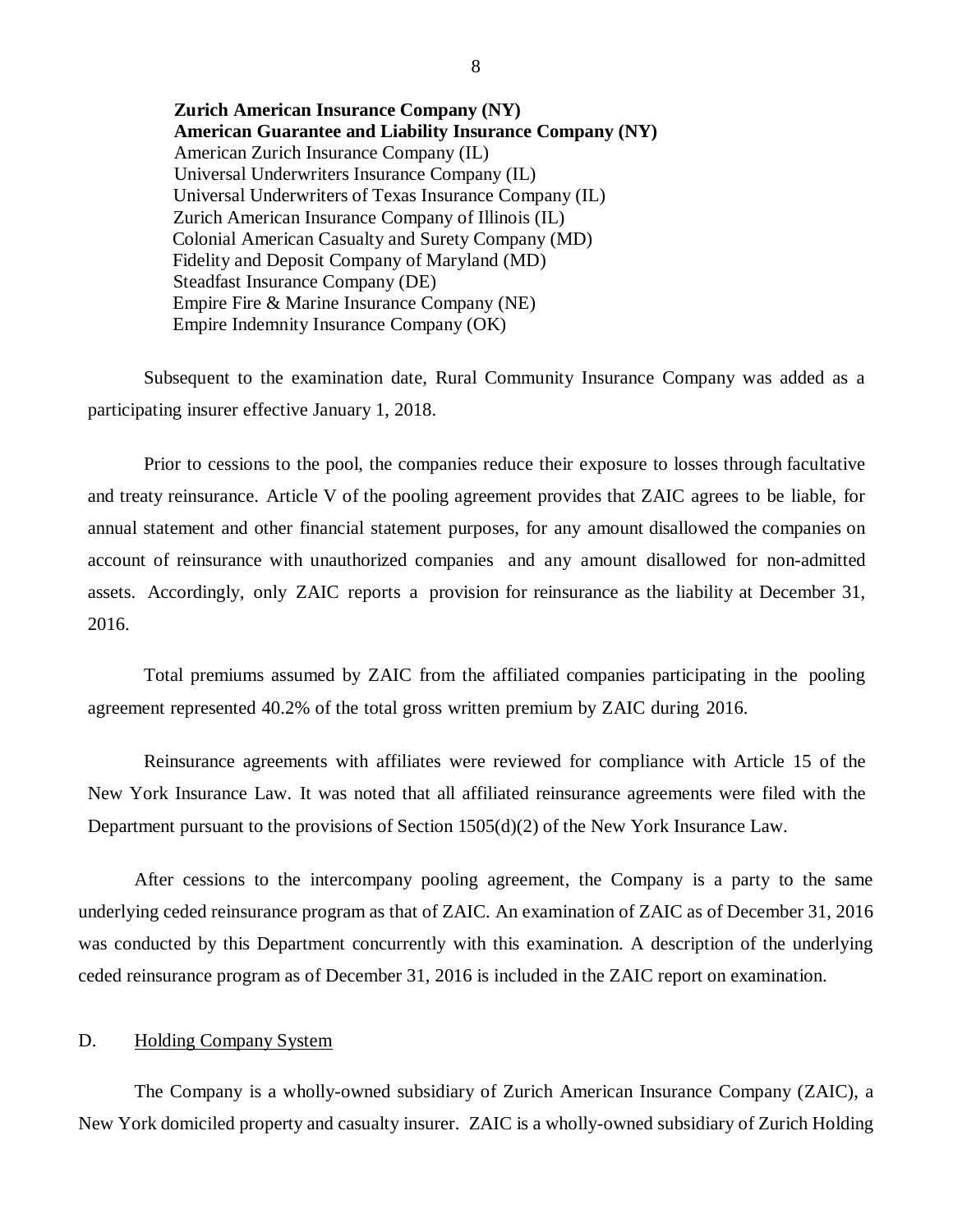**Zurich American Insurance Company (NY)**
**American Guarantee and Liability Insurance Company (NY)**
American Zurich Insurance Company (IL)
Universal Underwriters Insurance Company (IL)
Universal Underwriters of Texas Insurance Company (IL)
Zurich American Insurance Company of Illinois (IL)
Colonial American Casualty and Surety Company (MD)
Fidelity and Deposit Company of Maryland (MD)
Steadfast Insurance Company (DE)
Empire Fire & Marine Insurance Company (NE)
Empire Indemnity Insurance Company (OK)

Subsequent to the examination date, Rural Community Insurance Company was added as a participating insurer effective January 1, 2018.

Prior to cessions to the pool, the companies reduce their exposure to losses through facultative and treaty reinsurance. Article V of the pooling agreement provides that ZAIC agrees to be liable, for annual statement and other financial statement purposes, for any amount disallowed the companies on account of reinsurance with unauthorized companies and any amount disallowed for non-admitted assets. Accordingly, only ZAIC reports a provision for reinsurance as the liability at December 31, 2016.

Total premiums assumed by ZAIC from the affiliated companies participating in the pooling agreement represented 40.2% of the total gross written premium by ZAIC during 2016.

Reinsurance agreements with affiliates were reviewed for compliance with Article 15 of the New York Insurance Law. It was noted that all affiliated reinsurance agreements were filed with the Department pursuant to the provisions of Section 1505(d)(2) of the New York Insurance Law.

After cessions to the intercompany pooling agreement, the Company is a party to the same underlying ceded reinsurance program as that of ZAIC. An examination of ZAIC as of December 31, 2016 was conducted by this Department concurrently with this examination. A description of the underlying ceded reinsurance program as of December 31, 2016 is included in the ZAIC report on examination.

## D. Holding Company System

The Company is a wholly-owned subsidiary of Zurich American Insurance Company (ZAIC), a New York domiciled property and casualty insurer. ZAIC is a wholly-owned subsidiary of Zurich Holding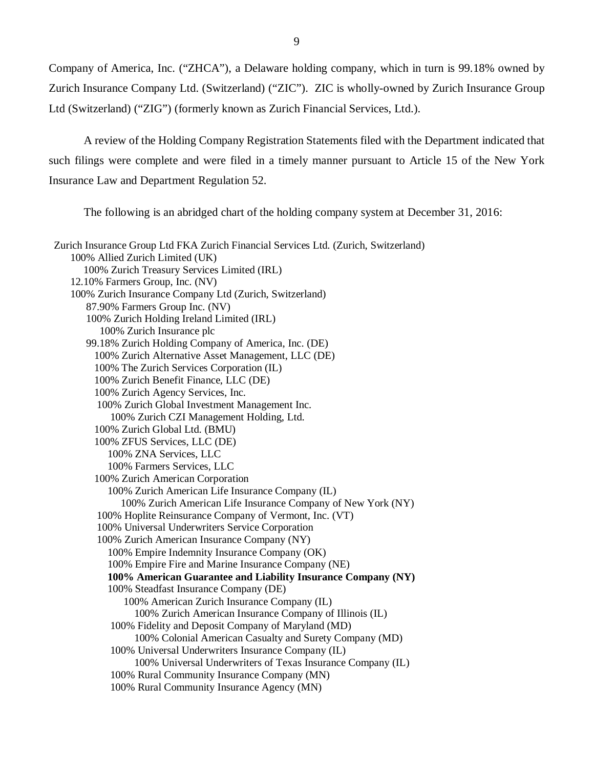Company of America, Inc. ("ZHCA"), a Delaware holding company, which in turn is 99.18% owned by Zurich Insurance Company Ltd. (Switzerland) ("ZIC"). ZIC is wholly-owned by Zurich Insurance Group Ltd (Switzerland) ("ZIG") (formerly known as Zurich Financial Services, Ltd.).

A review of the Holding Company Registration Statements filed with the Department indicated that such filings were complete and were filed in a timely manner pursuant to Article 15 of the New York Insurance Law and Department Regulation 52.

The following is an abridged chart of the holding company system at December 31, 2016:

- Zurich Insurance Group Ltd FKA Zurich Financial Services Ltd. (Zurich, Switzerland)
  - 100% Allied Zurich Limited (UK)
    - 100% Zurich Treasury Services Limited (IRL)
  - 12.10% Farmers Group, Inc. (NV)
  - 100% Zurich Insurance Company Ltd (Zurich, Switzerland)
    - 87.90% Farmers Group Inc. (NV)
    - 100% Zurich Holding Ireland Limited (IRL)
      - 100% Zurich Insurance plc
    - 99.18% Zurich Holding Company of America, Inc. (DE)
      - 100% Zurich Alternative Asset Management, LLC (DE)
      - 100% The Zurich Services Corporation (IL)
      - 100% Zurich Benefit Finance, LLC (DE)
      - 100% Zurich Agency Services, Inc.
      - 100% Zurich Global Investment Management Inc.
        - 100% Zurich CZI Management Holding, Ltd.
      - 100% Zurich Global Ltd. (BMU)
      - 100% ZFUS Services, LLC (DE)
        - 100% ZNA Services, LLC
        - 100% Farmers Services, LLC
      - 100% Zurich American Corporation
        - 100% Zurich American Life Insurance Company (IL)
          - 100% Zurich American Life Insurance Company of New York (NY)
      - 100% Hoplite Reinsurance Company of Vermont, Inc. (VT)
      - 100% Universal Underwriters Service Corporation
      - 100% Zurich American Insurance Company (NY)
        - 100% Empire Indemnity Insurance Company (OK)
        - 100% Empire Fire and Marine Insurance Company (NE)
        - **100% American Guarantee and Liability Insurance Company (NY)**
        - 100% Steadfast Insurance Company (DE)
          - 100% American Zurich Insurance Company (IL)
            - 100% Zurich American Insurance Company of Illinois (IL)
        - 100% Fidelity and Deposit Company of Maryland (MD)
          - 100% Colonial American Casualty and Surety Company (MD)
        - 100% Universal Underwriters Insurance Company (IL)
          - 100% Universal Underwriters of Texas Insurance Company (IL)
        - 100% Rural Community Insurance Company (MN)
        - 100% Rural Community Insurance Agency (MN)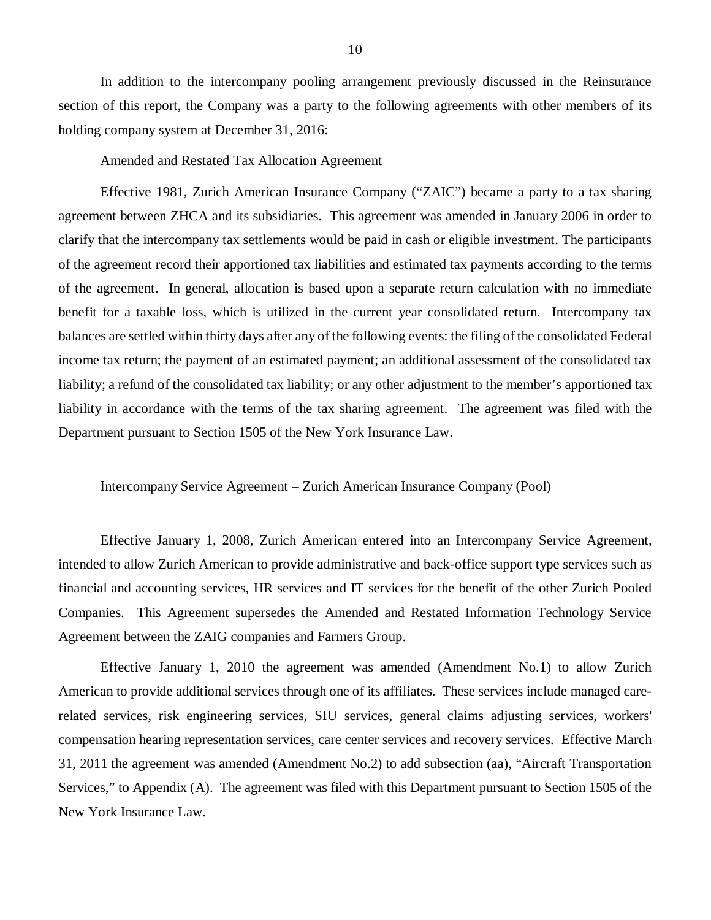In addition to the intercompany pooling arrangement previously discussed in the Reinsurance section of this report, the Company was a party to the following agreements with other members of its holding company system at December 31, 2016:

Amended and Restated Tax Allocation Agreement

Effective 1981, Zurich American Insurance Company ("ZAIC") became a party to a tax sharing agreement between ZHCA and its subsidiaries. This agreement was amended in January 2006 in order to clarify that the intercompany tax settlements would be paid in cash or eligible investment. The participants of the agreement record their apportioned tax liabilities and estimated tax payments according to the terms of the agreement. In general, allocation is based upon a separate return calculation with no immediate benefit for a taxable loss, which is utilized in the current year consolidated return. Intercompany tax balances are settled within thirty days after any of the following events: the filing of the consolidated Federal income tax return; the payment of an estimated payment; an additional assessment of the consolidated tax liability; a refund of the consolidated tax liability; or any other adjustment to the member's apportioned tax liability in accordance with the terms of the tax sharing agreement. The agreement was filed with the Department pursuant to Section 1505 of the New York Insurance Law.

Intercompany Service Agreement – Zurich American Insurance Company (Pool)

Effective January 1, 2008, Zurich American entered into an Intercompany Service Agreement, intended to allow Zurich American to provide administrative and back-office support type services such as financial and accounting services, HR services and IT services for the benefit of the other Zurich Pooled Companies. This Agreement supersedes the Amended and Restated Information Technology Service Agreement between the ZAIG companies and Farmers Group.

Effective January 1, 2010 the agreement was amended (Amendment No.1) to allow Zurich American to provide additional services through one of its affiliates. These services include managed care-related services, risk engineering services, SIU services, general claims adjusting services, workers' compensation hearing representation services, care center services and recovery services. Effective March 31, 2011 the agreement was amended (Amendment No.2) to add subsection (aa), "Aircraft Transportation Services," to Appendix (A). The agreement was filed with this Department pursuant to Section 1505 of the New York Insurance Law.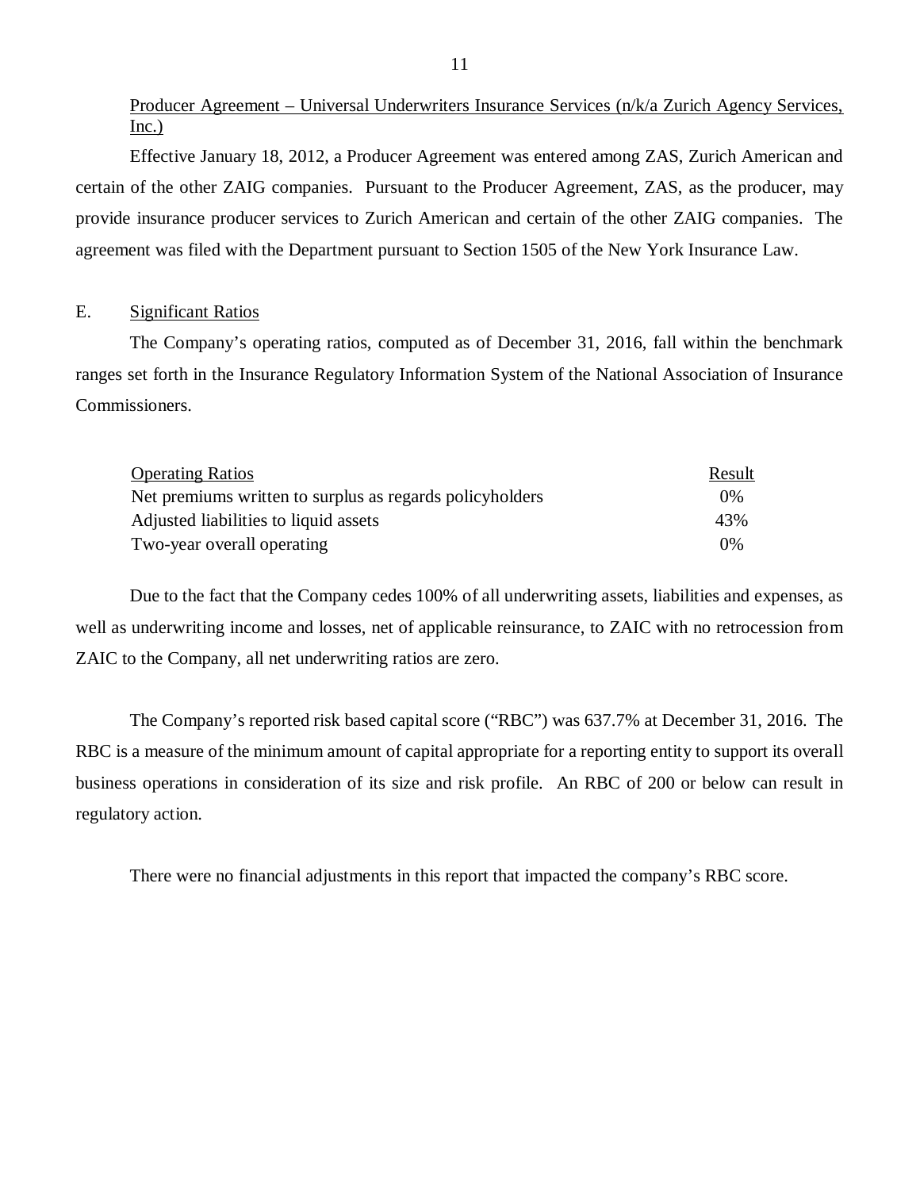Producer Agreement – Universal Underwriters Insurance Services (n/k/a Zurich Agency Services, Inc.)

Effective January 18, 2012, a Producer Agreement was entered among ZAS, Zurich American and certain of the other ZAIG companies. Pursuant to the Producer Agreement, ZAS, as the producer, may provide insurance producer services to Zurich American and certain of the other ZAIG companies. The agreement was filed with the Department pursuant to Section 1505 of the New York Insurance Law.

## E. Significant Ratios

The Company's operating ratios, computed as of December 31, 2016, fall within the benchmark ranges set forth in the Insurance Regulatory Information System of the National Association of Insurance Commissioners.

| Operating Ratios | Result |
|---|---|
| Net premiums written to surplus as regards policyholders | 0% |
| Adjusted liabilities to liquid assets | 43% |
| Two-year overall operating | 0% |

Due to the fact that the Company cedes 100% of all underwriting assets, liabilities and expenses, as well as underwriting income and losses, net of applicable reinsurance, to ZAIC with no retrocession from ZAIC to the Company, all net underwriting ratios are zero.

The Company's reported risk based capital score ("RBC") was 637.7% at December 31, 2016. The RBC is a measure of the minimum amount of capital appropriate for a reporting entity to support its overall business operations in consideration of its size and risk profile. An RBC of 200 or below can result in regulatory action.

There were no financial adjustments in this report that impacted the company's RBC score.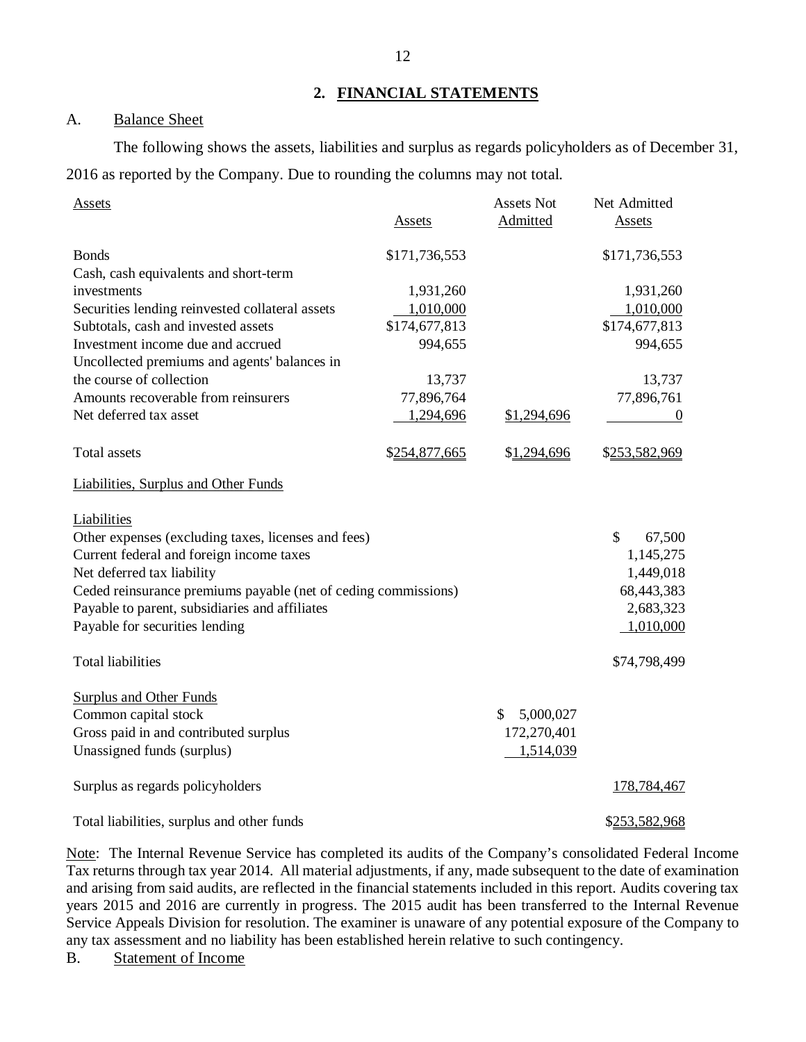## 2. FINANCIAL STATEMENTS

A. Balance Sheet

The following shows the assets, liabilities and surplus as regards policyholders as of December 31, 2016 as reported by the Company. Due to rounding the columns may not total.

| Assets | Assets | Assets Not Admitted | Net Admitted Assets |
|---|---|---|---|
| Bonds | $171,736,553 | | $171,736,553 |
| Cash, cash equivalents and short-term investments | 1,931,260 | | 1,931,260 |
| Securities lending reinvested collateral assets | 1,010,000 | | 1,010,000 |
| Subtotals, cash and invested assets | $174,677,813 | | $174,677,813 |
| Investment income due and accrued | 994,655 | | 994,655 |
| Uncollected premiums and agents' balances in the course of collection | 13,737 | | 13,737 |
| Amounts recoverable from reinsurers | 77,896,764 | | 77,896,761 |
| Net deferred tax asset | 1,294,696 | $1,294,696 | 0 |
| Total assets | $254,877,665 | $1,294,696 | $253,582,969 |

| Liabilities, Surplus and Other Funds | | |
|---|---|---|
| **Liabilities** | | |
| Other expenses (excluding taxes, licenses and fees) | | $ 67,500 |
| Current federal and foreign income taxes | | 1,145,275 |
| Net deferred tax liability | | 1,449,018 |
| Ceded reinsurance premiums payable (net of ceding commissions) | | 68,443,383 |
| Payable to parent, subsidiaries and affiliates | | 2,683,323 |
| Payable for securities lending | | 1,010,000 |
| Total liabilities | | $74,798,499 |
| **Surplus and Other Funds** | | |
| Common capital stock | $ 5,000,027 | |
| Gross paid in and contributed surplus | 172,270,401 | |
| Unassigned funds (surplus) | 1,514,039 | |
| Surplus as regards policyholders | | 178,784,467 |
| Total liabilities, surplus and other funds | | $253,582,968 |

Note: The Internal Revenue Service has completed its audits of the Company's consolidated Federal Income Tax returns through tax year 2014. All material adjustments, if any, made subsequent to the date of examination and arising from said audits, are reflected in the financial statements included in this report. Audits covering tax years 2015 and 2016 are currently in progress. The 2015 audit has been transferred to the Internal Revenue Service Appeals Division for resolution. The examiner is unaware of any potential exposure of the Company to any tax assessment and no liability has been established herein relative to such contingency.

B. Statement of Income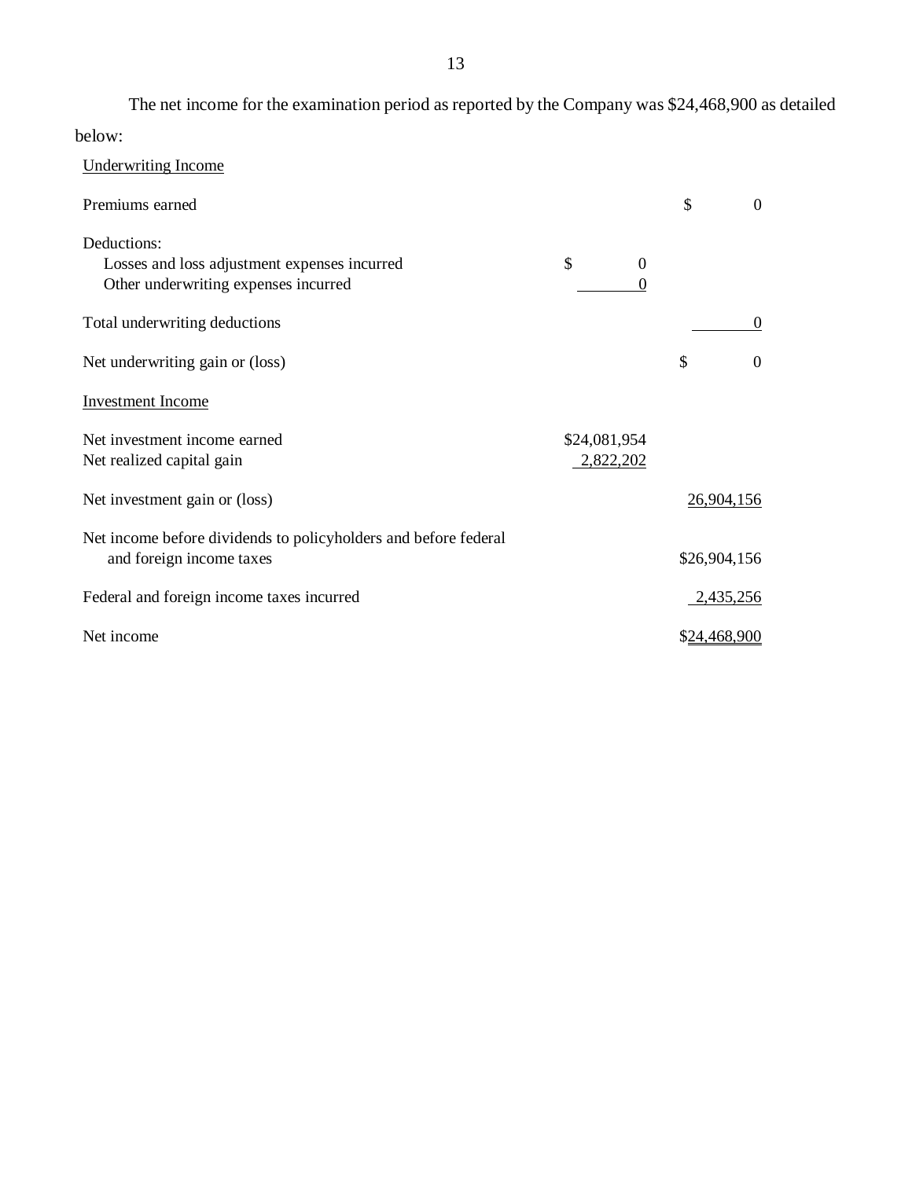The net income for the examination period as reported by the Company was $24,468,900 as detailed below:

| | | |
|---|---|---|
| Underwriting Income | | |
| Premiums earned | | $ 0 |
| Deductions: | | |
| Losses and loss adjustment expenses incurred | $ 0 | |
| Other underwriting expenses incurred | 0 | |
| Total underwriting deductions | | 0 |
| Net underwriting gain or (loss) | | $ 0 |
| Investment Income | | |
| Net investment income earned | $24,081,954 | |
| Net realized capital gain | 2,822,202 | |
| Net investment gain or (loss) | | 26,904,156 |
| Net income before dividends to policyholders and before federal and foreign income taxes | | $26,904,156 |
| Federal and foreign income taxes incurred | | 2,435,256 |
| Net income | | $24,468,900 |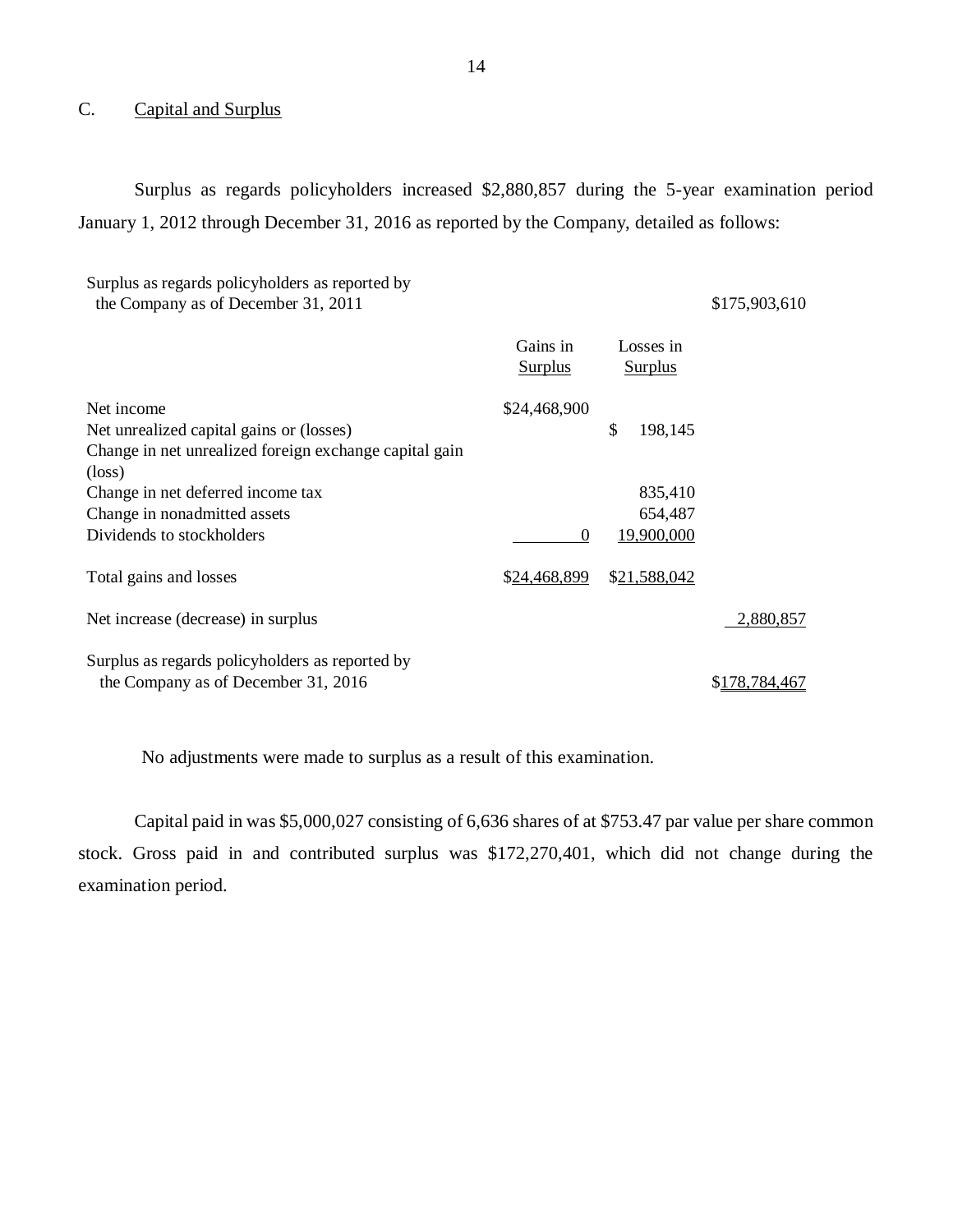## C. Capital and Surplus

Surplus as regards policyholders increased $2,880,857 during the 5-year examination period January 1, 2012 through December 31, 2016 as reported by the Company, detailed as follows:

| | Gains in Surplus | Losses in Surplus | |
|---|---|---|---|
| Surplus as regards policyholders as reported by the Company as of December 31, 2011 | | | $175,903,610 |
| Net income | $24,468,900 | | |
| Net unrealized capital gains or (losses) | | $ 198,145 | |
| Change in net unrealized foreign exchange capital gain (loss) | | | |
| Change in net deferred income tax | | 835,410 | |
| Change in nonadmitted assets | | 654,487 | |
| Dividends to stockholders | 0 | 19,900,000 | |
| Total gains and losses | $24,468,899 | $21,588,042 | |
| Net increase (decrease) in surplus | | | 2,880,857 |
| Surplus as regards policyholders as reported by the Company as of December 31, 2016 | | | $178,784,467 |

No adjustments were made to surplus as a result of this examination.

Capital paid in was $5,000,027 consisting of 6,636 shares of at $753.47 par value per share common stock. Gross paid in and contributed surplus was $172,270,401, which did not change during the examination period.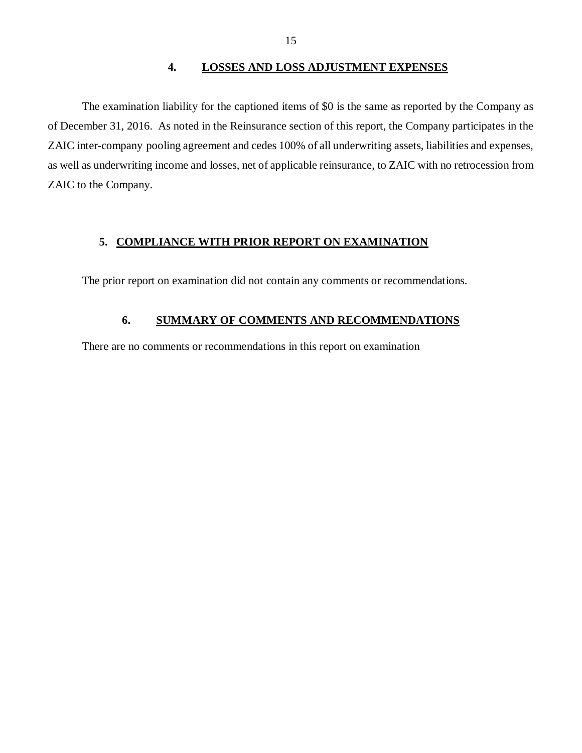## 4. LOSSES AND LOSS ADJUSTMENT EXPENSES

The examination liability for the captioned items of $0 is the same as reported by the Company as of December 31, 2016. As noted in the Reinsurance section of this report, the Company participates in the ZAIC inter-company pooling agreement and cedes 100% of all underwriting assets, liabilities and expenses, as well as underwriting income and losses, net of applicable reinsurance, to ZAIC with no retrocession from ZAIC to the Company.

## 5. COMPLIANCE WITH PRIOR REPORT ON EXAMINATION

The prior report on examination did not contain any comments or recommendations.

## 6. SUMMARY OF COMMENTS AND RECOMMENDATIONS

There are no comments or recommendations in this report on examination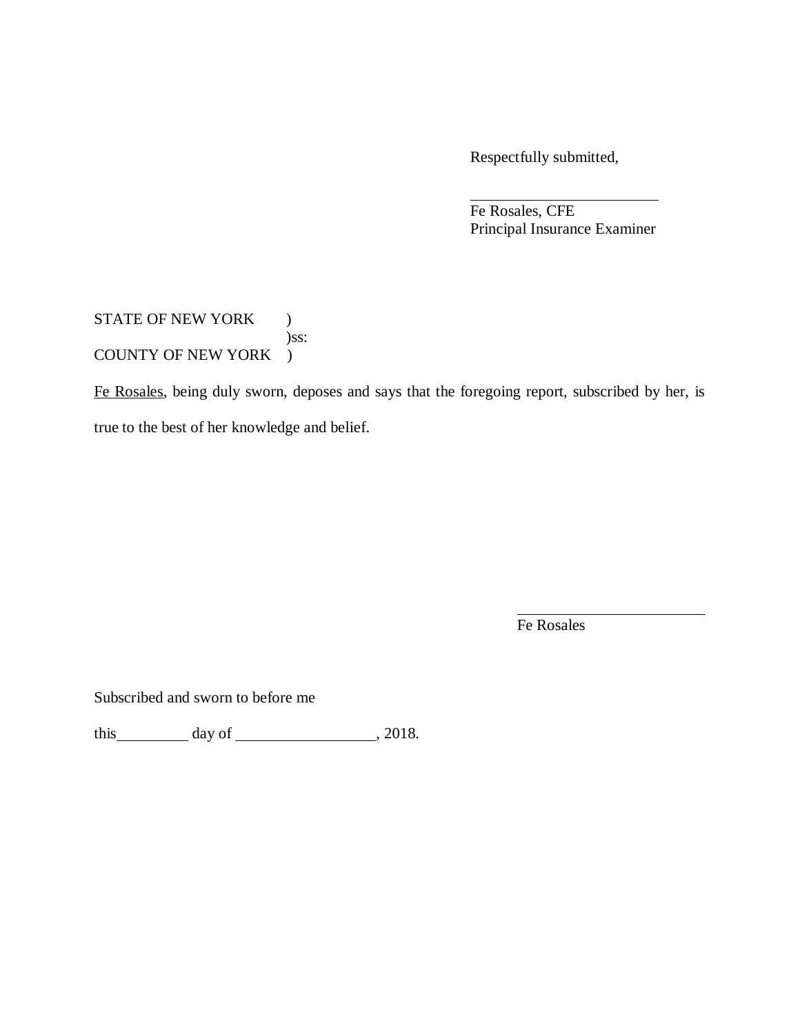Respectfully submitted,

\_\_\_\_\_\_\_\_\_\_\_\_\_\_\_\_\_\_\_\_\_\_\_\_\_\_

Fe Rosales, CFE
Principal Insurance Examiner

STATE OF NEW YORK )
)ss:
COUNTY OF NEW YORK )

<u>Fe Rosales</u>, being duly sworn, deposes and says that the foregoing report, subscribed by her, is true to the best of her knowledge and belief.

\_\_\_\_\_\_\_\_\_\_\_\_\_\_\_\_\_\_\_\_\_\_\_\_\_\_

Fe Rosales

Subscribed and sworn to before me

this\_\_\_\_\_\_\_\_\_\_ day of \_\_\_\_\_\_\_\_\_\_\_\_\_\_\_\_\_\_\_, 2018.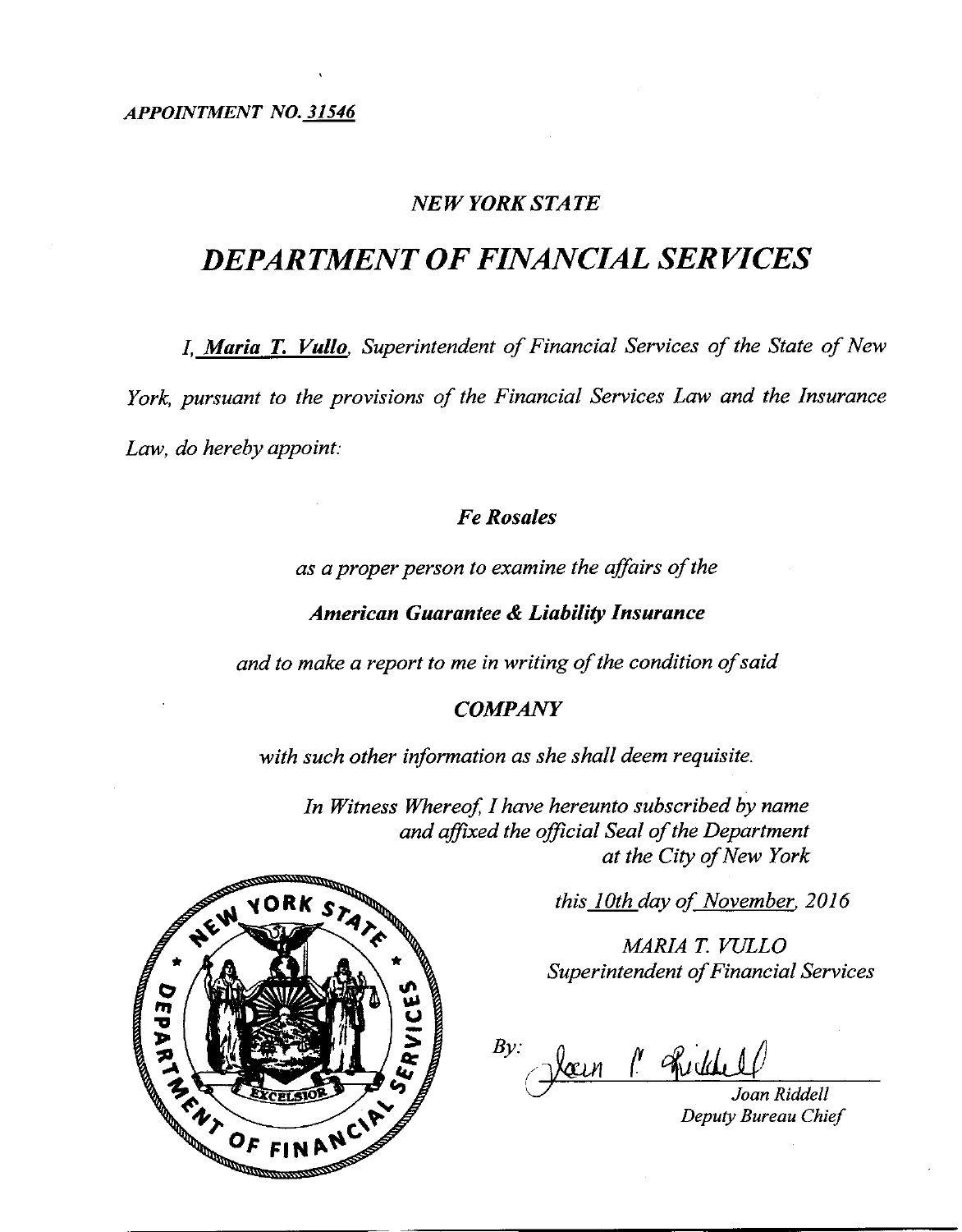*APPOINTMENT NO. 31546*

## *NEW YORK STATE*

# *DEPARTMENT OF FINANCIAL SERVICES*

*I, **Maria T. Vullo**, Superintendent of Financial Services of the State of New York, pursuant to the provisions of the Financial Services Law and the Insurance Law, do hereby appoint:*

***Fe Rosales***

*as a proper person to examine the affairs of the*

***American Guarantee & Liability Insurance***

*and to make a report to me in writing of the condition of said*

***COMPANY***

*with such other information as she shall deem requisite.*

*In Witness Whereof, I have hereunto subscribed by name and affixed the official Seal of the Department at the City of New York*

*this 10th day of November, 2016*

*MARIA T. VULLO*
*Superintendent of Financial Services*

*By:* Joan P. Riddell

*Joan Riddell*
*Deputy Bureau Chief*

NEW YORK STATE DEPARTMENT OF FINANCIAL SERVICES EXCELSIOR